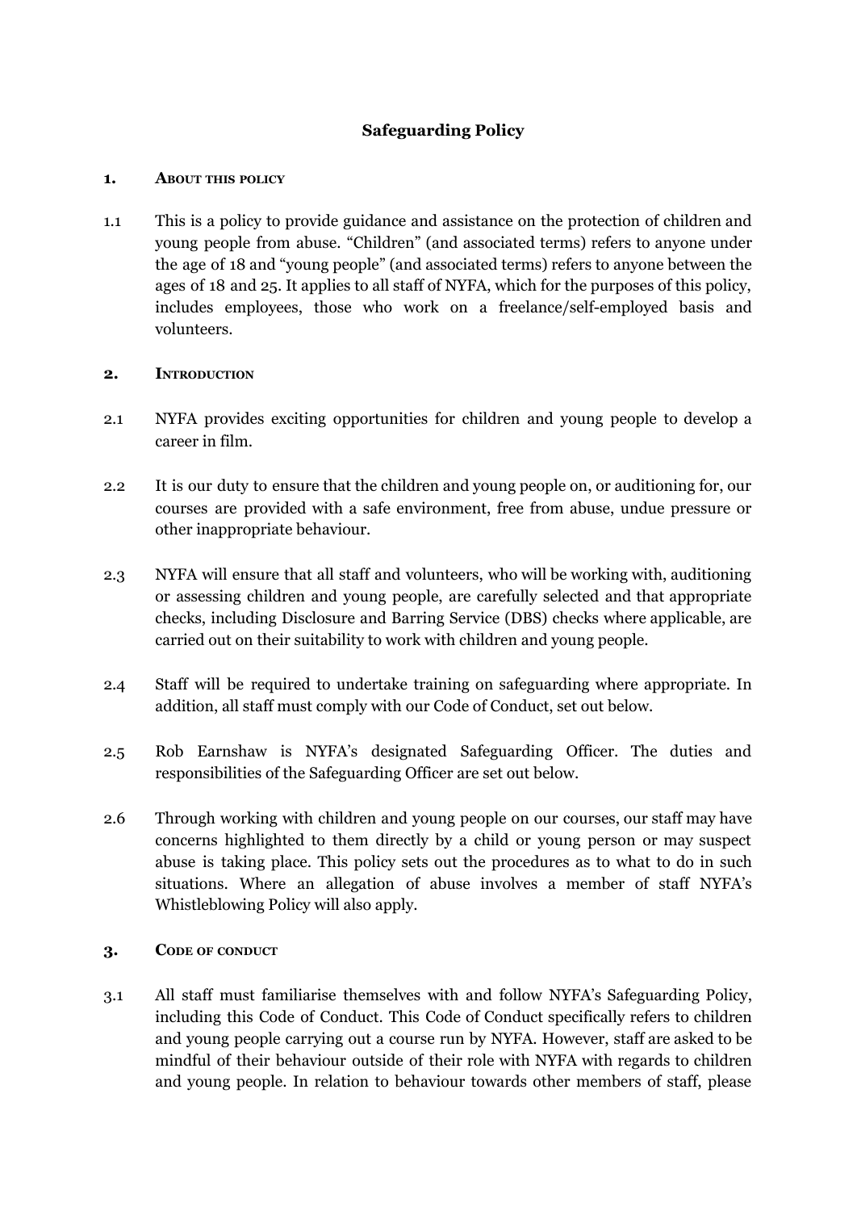# Safeguarding Policy

## 1. About this policy

1.1 This is a policy to provide guidance and assistance on the protection of children and young people from abuse. "Children" (and associated terms) refers to anyone under the age of 18 and "young people" (and associated terms) refers to anyone between the ages of 18 and 25. It applies to all staff of NYFA, which for the purposes of this policy, includes employees, those who work on a freelance/self-employed basis and volunteers.

## 2. Introduction

2.1 NYFA provides exciting opportunities for children and young people to develop a career in film.

2.2 It is our duty to ensure that the children and young people on, or auditioning for, our courses are provided with a safe environment, free from abuse, undue pressure or other inappropriate behaviour.

2.3 NYFA will ensure that all staff and volunteers, who will be working with, auditioning or assessing children and young people, are carefully selected and that appropriate checks, including Disclosure and Barring Service (DBS) checks where applicable, are carried out on their suitability to work with children and young people.

2.4 Staff will be required to undertake training on safeguarding where appropriate. In addition, all staff must comply with our Code of Conduct, set out below.

2.5 Rob Earnshaw is NYFA's designated Safeguarding Officer. The duties and responsibilities of the Safeguarding Officer are set out below.

2.6 Through working with children and young people on our courses, our staff may have concerns highlighted to them directly by a child or young person or may suspect abuse is taking place. This policy sets out the procedures as to what to do in such situations. Where an allegation of abuse involves a member of staff NYFA's Whistleblowing Policy will also apply.

## 3. Code of conduct

3.1 All staff must familiarise themselves with and follow NYFA's Safeguarding Policy, including this Code of Conduct. This Code of Conduct specifically refers to children and young people carrying out a course run by NYFA. However, staff are asked to be mindful of their behaviour outside of their role with NYFA with regards to children and young people. In relation to behaviour towards other members of staff, please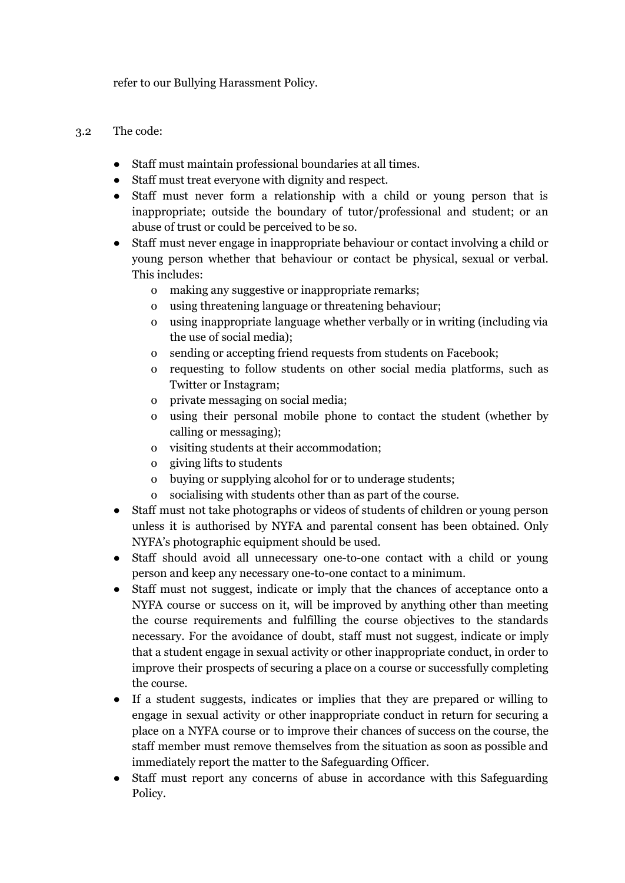refer to our Bullying Harassment Policy.

3.2 The code:

- Staff must maintain professional boundaries at all times.
- Staff must treat everyone with dignity and respect.
- Staff must never form a relationship with a child or young person that is inappropriate; outside the boundary of tutor/professional and student; or an abuse of trust or could be perceived to be so.
- Staff must never engage in inappropriate behaviour or contact involving a child or young person whether that behaviour or contact be physical, sexual or verbal. This includes:
  - making any suggestive or inappropriate remarks;
  - using threatening language or threatening behaviour;
  - using inappropriate language whether verbally or in writing (including via the use of social media);
  - sending or accepting friend requests from students on Facebook;
  - requesting to follow students on other social media platforms, such as Twitter or Instagram;
  - private messaging on social media;
  - using their personal mobile phone to contact the student (whether by calling or messaging);
  - visiting students at their accommodation;
  - giving lifts to students
  - buying or supplying alcohol for or to underage students;
  - socialising with students other than as part of the course.
- Staff must not take photographs or videos of students of children or young person unless it is authorised by NYFA and parental consent has been obtained. Only NYFA's photographic equipment should be used.
- Staff should avoid all unnecessary one-to-one contact with a child or young person and keep any necessary one-to-one contact to a minimum.
- Staff must not suggest, indicate or imply that the chances of acceptance onto a NYFA course or success on it, will be improved by anything other than meeting the course requirements and fulfilling the course objectives to the standards necessary. For the avoidance of doubt, staff must not suggest, indicate or imply that a student engage in sexual activity or other inappropriate conduct, in order to improve their prospects of securing a place on a course or successfully completing the course.
- If a student suggests, indicates or implies that they are prepared or willing to engage in sexual activity or other inappropriate conduct in return for securing a place on a NYFA course or to improve their chances of success on the course, the staff member must remove themselves from the situation as soon as possible and immediately report the matter to the Safeguarding Officer.
- Staff must report any concerns of abuse in accordance with this Safeguarding Policy.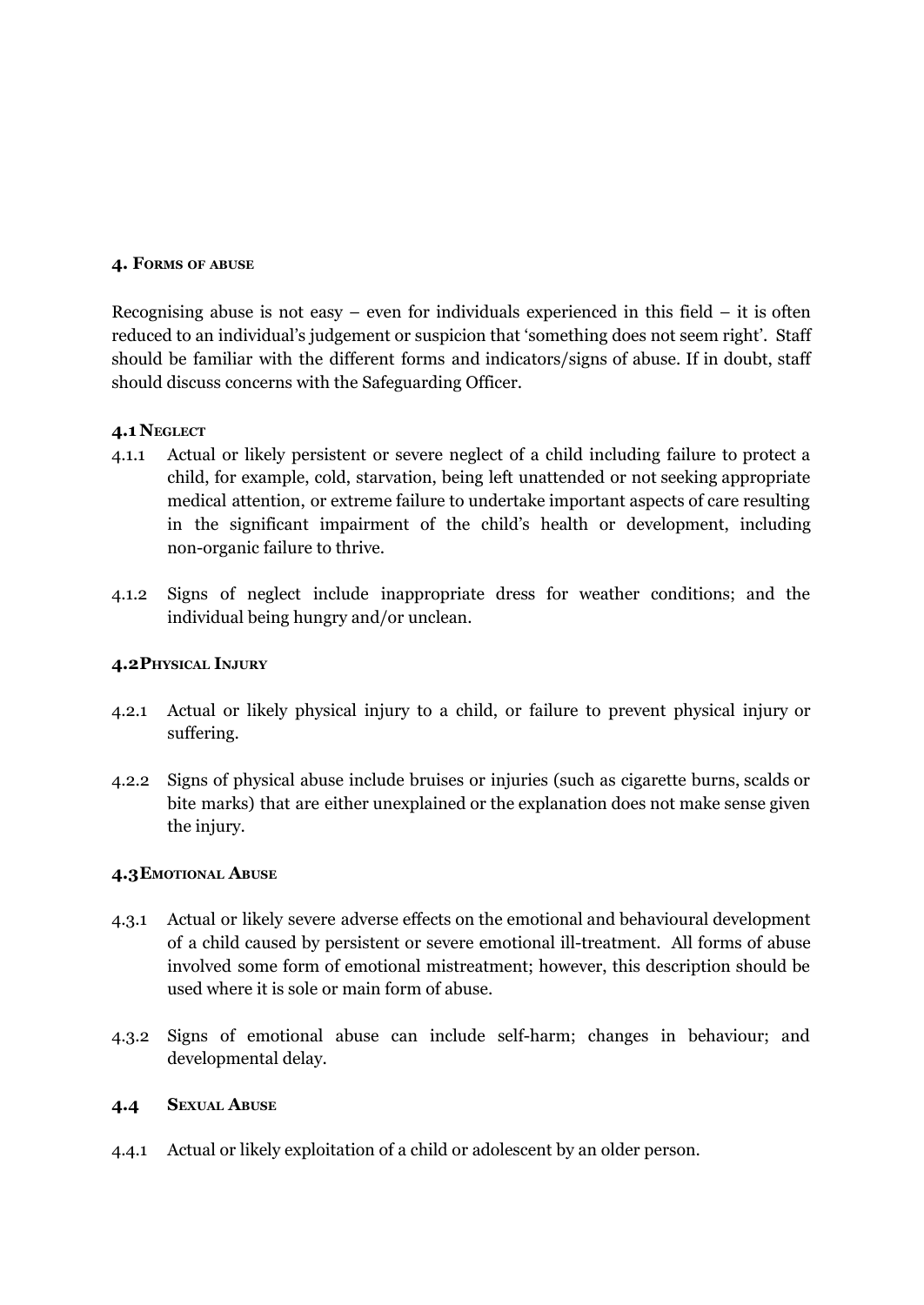## 4. Forms of abuse

Recognising abuse is not easy – even for individuals experienced in this field – it is often reduced to an individual's judgement or suspicion that 'something does not seem right'. Staff should be familiar with the different forms and indicators/signs of abuse. If in doubt, staff should discuss concerns with the Safeguarding Officer.

### 4.1 Neglect

4.1.1 Actual or likely persistent or severe neglect of a child including failure to protect a child, for example, cold, starvation, being left unattended or not seeking appropriate medical attention, or extreme failure to undertake important aspects of care resulting in the significant impairment of the child's health or development, including non-organic failure to thrive.

4.1.2 Signs of neglect include inappropriate dress for weather conditions; and the individual being hungry and/or unclean.

### 4.2 Physical Injury

4.2.1 Actual or likely physical injury to a child, or failure to prevent physical injury or suffering.

4.2.2 Signs of physical abuse include bruises or injuries (such as cigarette burns, scalds or bite marks) that are either unexplained or the explanation does not make sense given the injury.

### 4.3 Emotional Abuse

4.3.1 Actual or likely severe adverse effects on the emotional and behavioural development of a child caused by persistent or severe emotional ill-treatment. All forms of abuse involved some form of emotional mistreatment; however, this description should be used where it is sole or main form of abuse.

4.3.2 Signs of emotional abuse can include self-harm; changes in behaviour; and developmental delay.

### 4.4 Sexual Abuse

4.4.1 Actual or likely exploitation of a child or adolescent by an older person.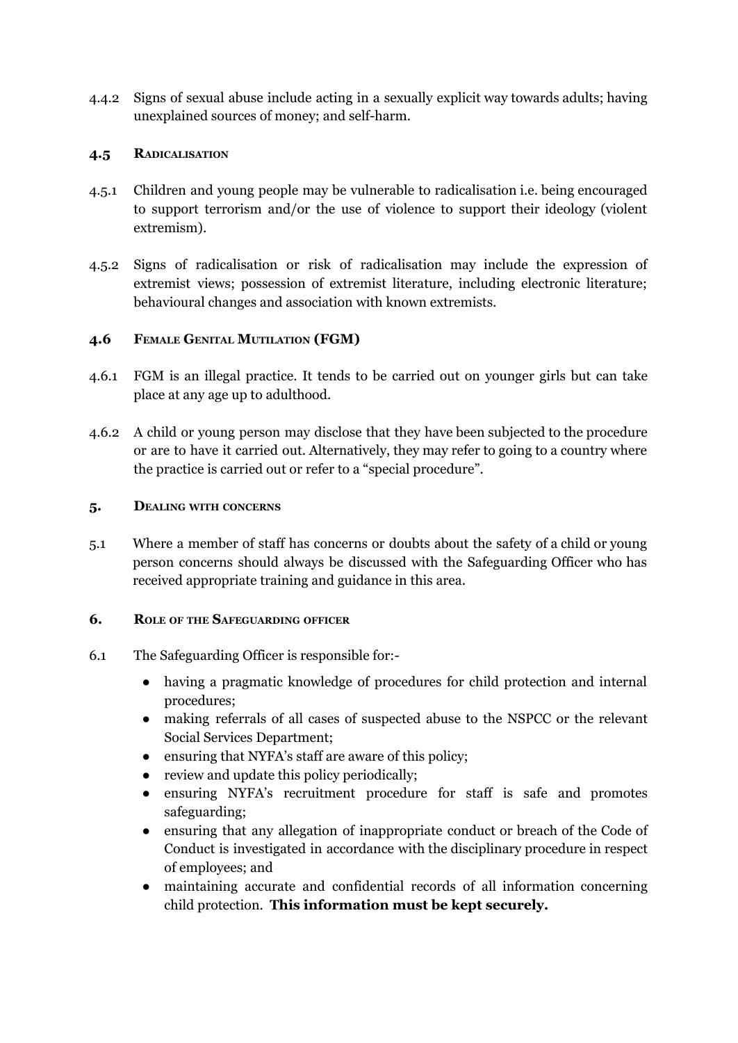4.4.2 Signs of sexual abuse include acting in a sexually explicit way towards adults; having unexplained sources of money; and self-harm.

### 4.5 RADICALISATION

4.5.1 Children and young people may be vulnerable to radicalisation i.e. being encouraged to support terrorism and/or the use of violence to support their ideology (violent extremism).

4.5.2 Signs of radicalisation or risk of radicalisation may include the expression of extremist views; possession of extremist literature, including electronic literature; behavioural changes and association with known extremists.

### 4.6 FEMALE GENITAL MUTILATION (FGM)

4.6.1 FGM is an illegal practice. It tends to be carried out on younger girls but can take place at any age up to adulthood.

4.6.2 A child or young person may disclose that they have been subjected to the procedure or are to have it carried out. Alternatively, they may refer to going to a country where the practice is carried out or refer to a "special procedure".

## 5. DEALING WITH CONCERNS

5.1 Where a member of staff has concerns or doubts about the safety of a child or young person concerns should always be discussed with the Safeguarding Officer who has received appropriate training and guidance in this area.

## 6. ROLE OF THE SAFEGUARDING OFFICER

6.1 The Safeguarding Officer is responsible for:-

- having a pragmatic knowledge of procedures for child protection and internal procedures;
- making referrals of all cases of suspected abuse to the NSPCC or the relevant Social Services Department;
- ensuring that NYFA's staff are aware of this policy;
- review and update this policy periodically;
- ensuring NYFA's recruitment procedure for staff is safe and promotes safeguarding;
- ensuring that any allegation of inappropriate conduct or breach of the Code of Conduct is investigated in accordance with the disciplinary procedure in respect of employees; and
- maintaining accurate and confidential records of all information concerning child protection. **This information must be kept securely.**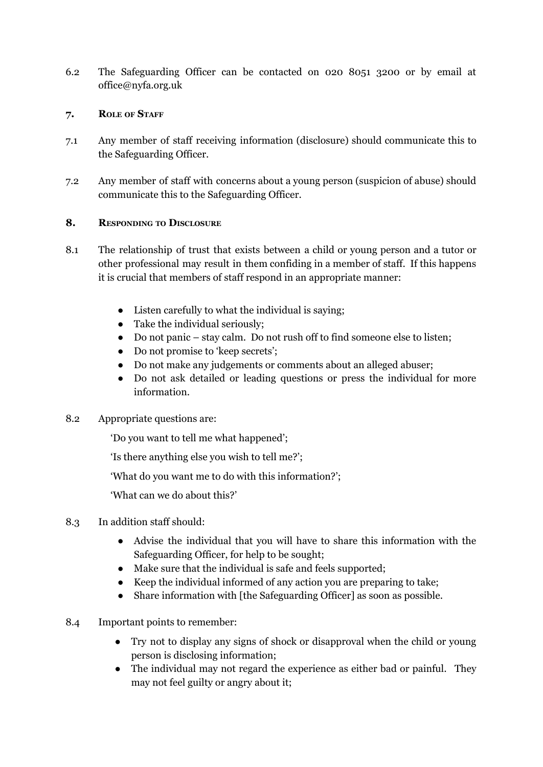6.2 The Safeguarding Officer can be contacted on 020 8051 3200 or by email at office@nyfa.org.uk

## 7. Role of Staff

7.1 Any member of staff receiving information (disclosure) should communicate this to the Safeguarding Officer.

7.2 Any member of staff with concerns about a young person (suspicion of abuse) should communicate this to the Safeguarding Officer.

## 8. Responding to Disclosure

8.1 The relationship of trust that exists between a child or young person and a tutor or other professional may result in them confiding in a member of staff. If this happens it is crucial that members of staff respond in an appropriate manner:

- Listen carefully to what the individual is saying;
- Take the individual seriously;
- Do not panic – stay calm. Do not rush off to find someone else to listen;
- Do not promise to 'keep secrets';
- Do not make any judgements or comments about an alleged abuser;
- Do not ask detailed or leading questions or press the individual for more information.

8.2 Appropriate questions are:

'Do you want to tell me what happened';

'Is there anything else you wish to tell me?';

'What do you want me to do with this information?';

'What can we do about this?'

8.3 In addition staff should:

- Advise the individual that you will have to share this information with the Safeguarding Officer, for help to be sought;
- Make sure that the individual is safe and feels supported;
- Keep the individual informed of any action you are preparing to take;
- Share information with [the Safeguarding Officer] as soon as possible.

8.4 Important points to remember:

- Try not to display any signs of shock or disapproval when the child or young person is disclosing information;
- The individual may not regard the experience as either bad or painful. They may not feel guilty or angry about it;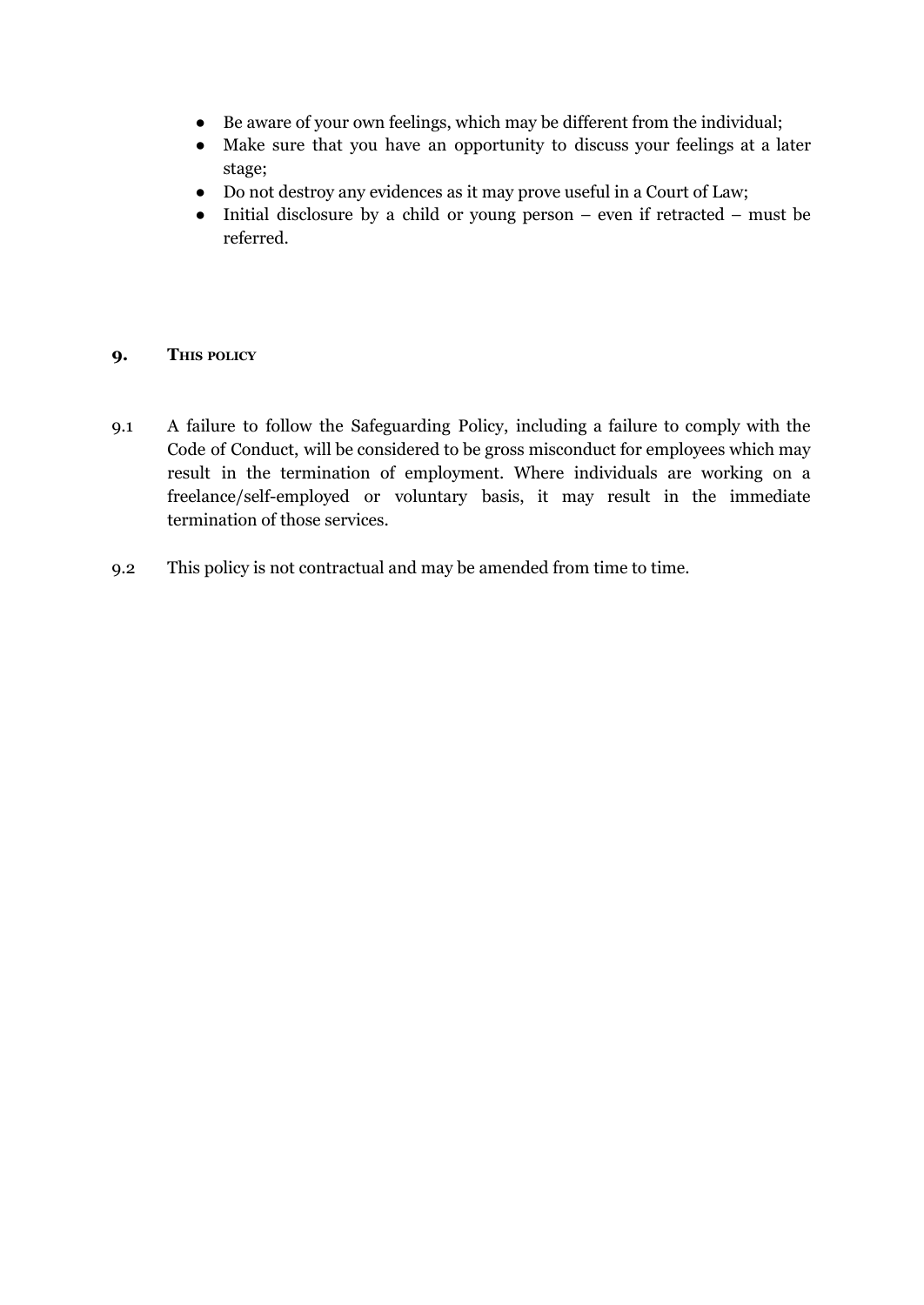- Be aware of your own feelings, which may be different from the individual;
- Make sure that you have an opportunity to discuss your feelings at a later stage;
- Do not destroy any evidences as it may prove useful in a Court of Law;
- Initial disclosure by a child or young person – even if retracted – must be referred.

## 9. THIS POLICY

9.1 A failure to follow the Safeguarding Policy, including a failure to comply with the Code of Conduct, will be considered to be gross misconduct for employees which may result in the termination of employment. Where individuals are working on a freelance/self-employed or voluntary basis, it may result in the immediate termination of those services.

9.2 This policy is not contractual and may be amended from time to time.